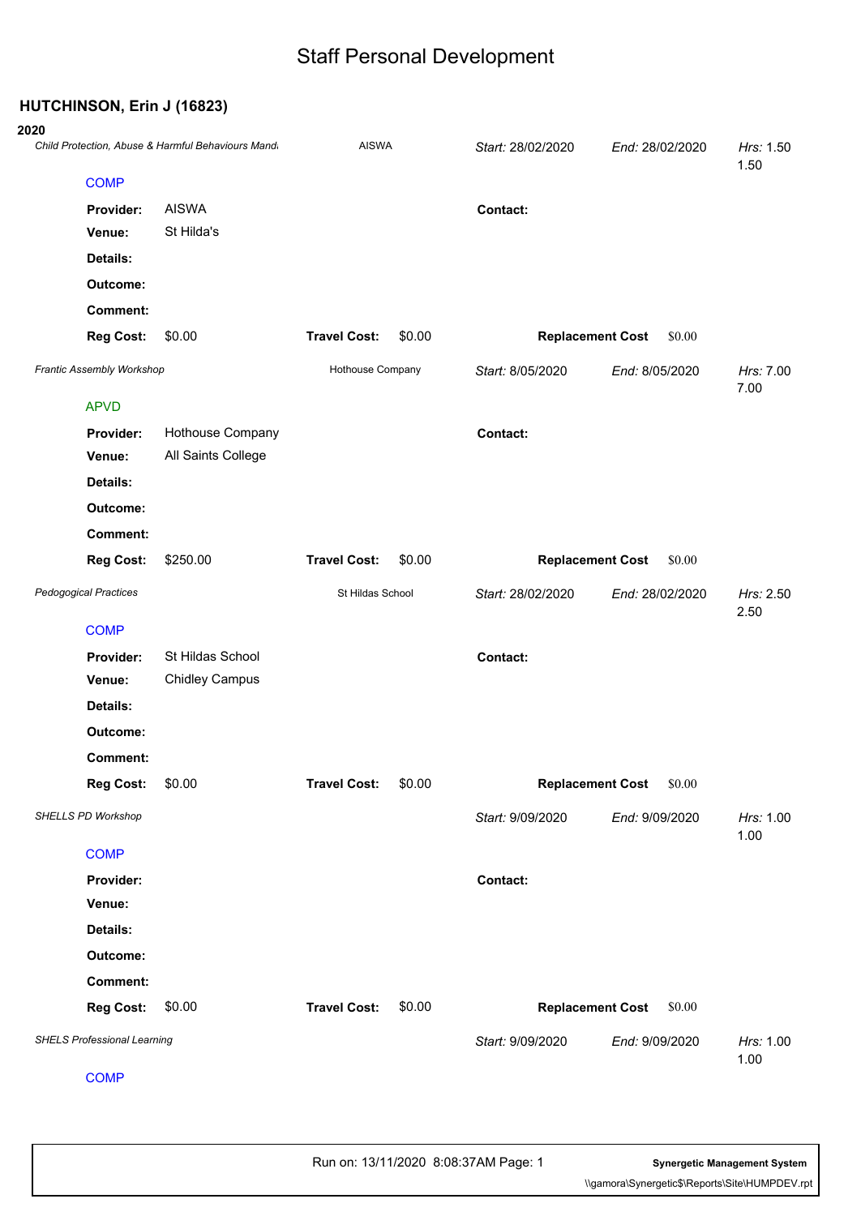# Staff Personal Development

## HUTCHINSON, Erin J (16823)

### 2020

*Child Protection, Abuse & Harmful Behaviours Mand* | AISWA | *Start:* 28/02/2020 | *End:* 28/02/2020 | *Hrs:* 1.50
1.50

COMP

**Provider:** AISWA
**Contact:**
**Venue:** St Hilda's
**Details:**
**Outcome:**
**Comment:**
**Reg Cost:** $0.00 **Travel Cost:** $0.00 **Replacement Cost** $0.00

*Frantic Assembly Workshop* | Hothouse Company | *Start:* 8/05/2020 | *End:* 8/05/2020 | *Hrs:* 7.00
7.00

APVD

**Provider:** Hothouse Company
**Contact:**
**Venue:** All Saints College
**Details:**
**Outcome:**
**Comment:**
**Reg Cost:** $250.00 **Travel Cost:** $0.00 **Replacement Cost** $0.00

*Pedogogical Practices* | St Hildas School | *Start:* 28/02/2020 | *End:* 28/02/2020 | *Hrs:* 2.50
2.50

COMP

**Provider:** St Hildas School
**Contact:**
**Venue:** Chidley Campus
**Details:**
**Outcome:**
**Comment:**
**Reg Cost:** $0.00 **Travel Cost:** $0.00 **Replacement Cost** $0.00

*SHELLS PD Workshop* | *Start:* 9/09/2020 | *End:* 9/09/2020 | *Hrs:* 1.00
1.00

COMP

**Provider:**
**Contact:**
**Venue:**
**Details:**
**Outcome:**
**Comment:**
**Reg Cost:** $0.00 **Travel Cost:** $0.00 **Replacement Cost** $0.00

*SHELS Professional Learning* | *Start:* 9/09/2020 | *End:* 9/09/2020 | *Hrs:* 1.00
1.00

COMP

Run on: 13/11/2020 8:08:37AM Page: 1

**Synergetic Management System**
\\gamora\Synergetic$\Reports\Site\HUMPDEV.rpt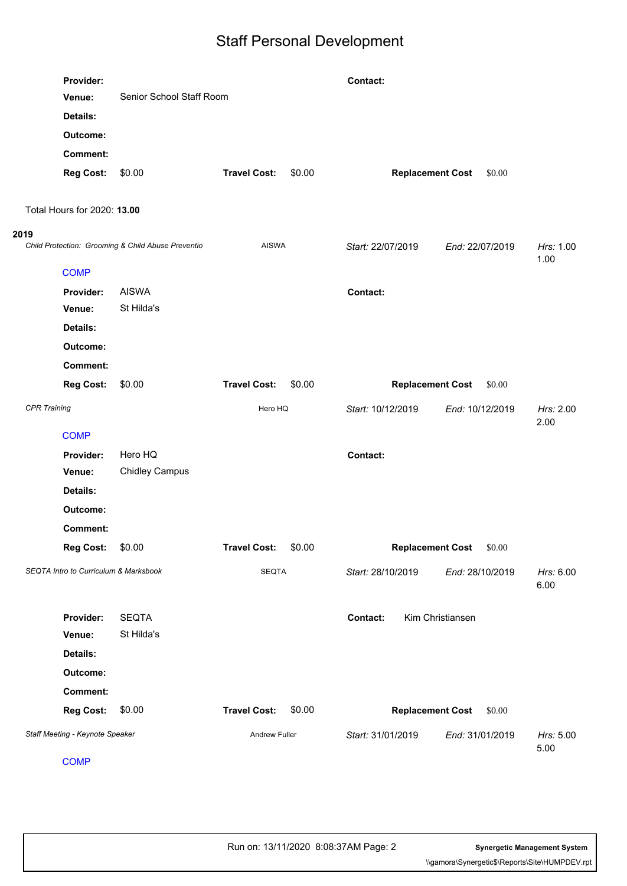# Staff Personal Development

**Provider:** | **Contact:**
**Venue:** Senior School Staff Room
**Details:**
**Outcome:**
**Comment:**
**Reg Cost:** $0.00 **Travel Cost:** $0.00 **Replacement Cost** $0.00

Total Hours for 2020: **13.00**

## 2019

*Child Protection: Grooming & Child Abuse Preventio* — AISWA — *Start:* 22/07/2019 *End:* 22/07/2019 *Hrs:* 1.00 1.00

COMP

**Provider:** AISWA **Contact:**
**Venue:** St Hilda's
**Details:**
**Outcome:**
**Comment:**
**Reg Cost:** $0.00 **Travel Cost:** $0.00 **Replacement Cost** $0.00

*CPR Training* — Hero HQ — *Start:* 10/12/2019 *End:* 10/12/2019 *Hrs:* 2.00 2.00

COMP

**Provider:** Hero HQ **Contact:**
**Venue:** Chidley Campus
**Details:**
**Outcome:**
**Comment:**
**Reg Cost:** $0.00 **Travel Cost:** $0.00 **Replacement Cost** $0.00

*SEQTA Intro to Curriculum & Marksbook* — SEQTA — *Start:* 28/10/2019 *End:* 28/10/2019 *Hrs:* 6.00 6.00

**Provider:** SEQTA **Contact:** Kim Christiansen
**Venue:** St Hilda's
**Details:**
**Outcome:**
**Comment:**
**Reg Cost:** $0.00 **Travel Cost:** $0.00 **Replacement Cost** $0.00

*Staff Meeting - Keynote Speaker* — Andrew Fuller — *Start:* 31/01/2019 *End:* 31/01/2019 *Hrs:* 5.00 5.00

COMP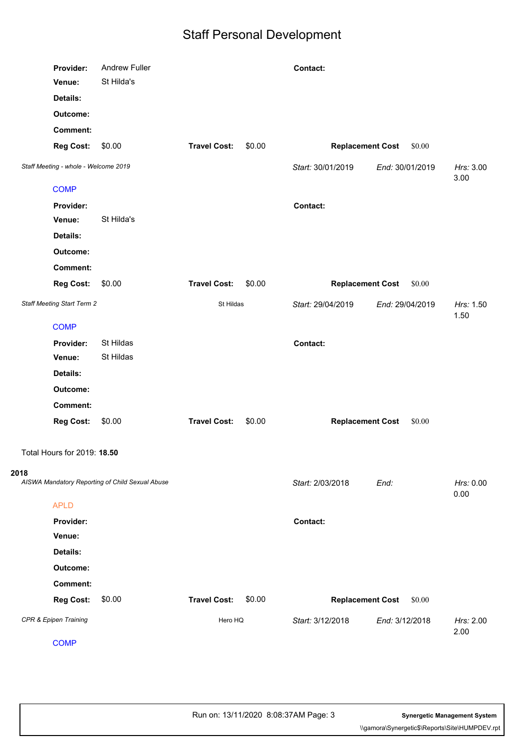# Staff Personal Development

**Provider:** Andrew Fuller **Contact:**
**Venue:** St Hilda's
**Details:**
**Outcome:**
**Comment:**
**Reg Cost:** $0.00 **Travel Cost:** $0.00 **Replacement Cost** $0.00

*Staff Meeting - whole - Welcome 2019* *Start:* 30/01/2019 *End:* 30/01/2019 *Hrs:* 3.00
3.00

COMP

**Provider:** **Contact:**
**Venue:** St Hilda's
**Details:**
**Outcome:**
**Comment:**
**Reg Cost:** $0.00 **Travel Cost:** $0.00 **Replacement Cost** $0.00

*Staff Meeting Start Term 2* St Hildas *Start:* 29/04/2019 *End:* 29/04/2019 *Hrs:* 1.50
1.50

COMP

**Provider:** St Hildas **Contact:**
**Venue:** St Hildas
**Details:**
**Outcome:**
**Comment:**
**Reg Cost:** $0.00 **Travel Cost:** $0.00 **Replacement Cost** $0.00

Total Hours for 2019: **18.50**

## 2018

*AISWA Mandatory Reporting of Child Sexual Abuse* *Start:* 2/03/2018 *End:* *Hrs:* 0.00
0.00

APLD

**Provider:** **Contact:**
**Venue:**
**Details:**
**Outcome:**
**Comment:**
**Reg Cost:** $0.00 **Travel Cost:** $0.00 **Replacement Cost** $0.00

*CPR & Epipen Training* Hero HQ *Start:* 3/12/2018 *End:* 3/12/2018 *Hrs:* 2.00
2.00

COMP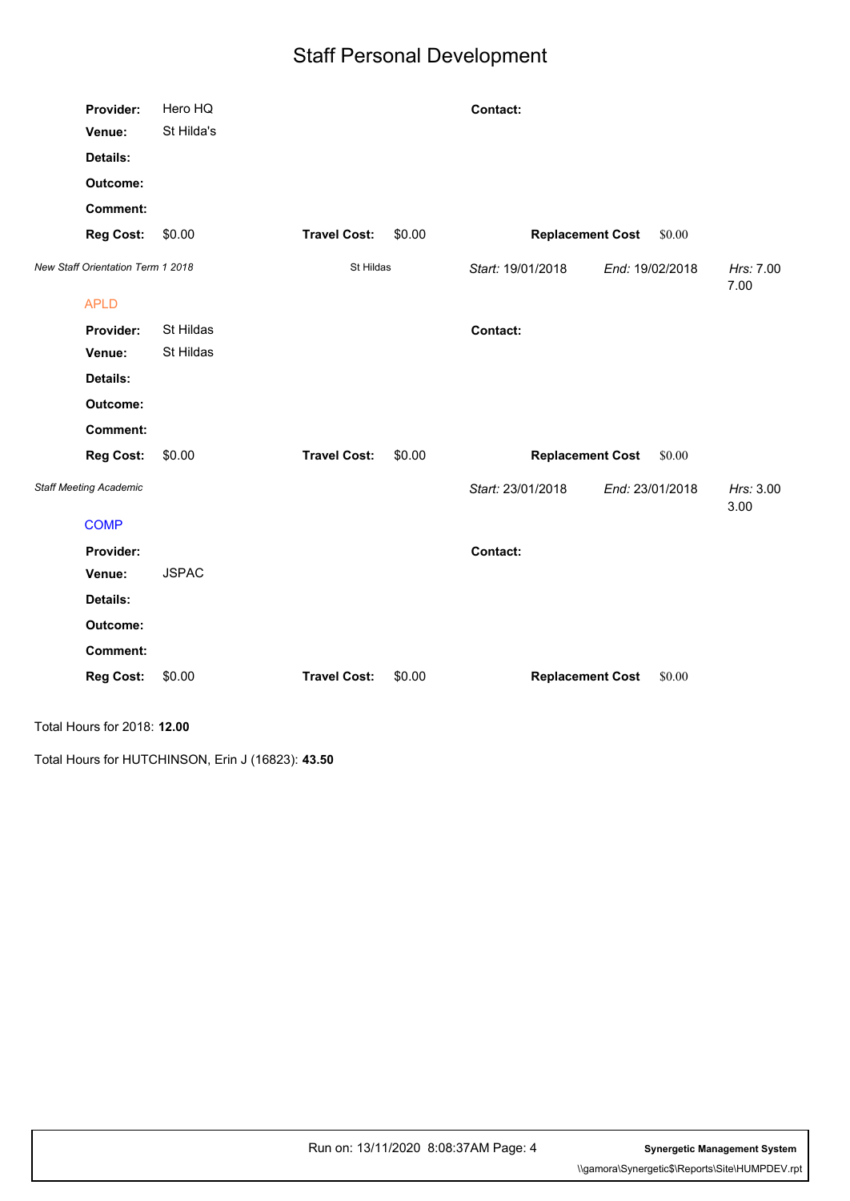# Staff Personal Development

**Provider:** Hero HQ **Contact:**

**Venue:** St Hilda's

**Details:**

**Outcome:**

**Comment:**

**Reg Cost:** $0.00 **Travel Cost:** $0.00 **Replacement Cost** $0.00

*New Staff Orientation Term 1 2018* St Hildas *Start:* 19/01/2018 *End:* 19/02/2018 *Hrs:* 7.00 7.00

APLD

**Provider:** St Hildas **Contact:**

**Venue:** St Hildas

**Details:**

**Outcome:**

**Comment:**

**Reg Cost:** $0.00 **Travel Cost:** $0.00 **Replacement Cost** $0.00

*Staff Meeting Academic* *Start:* 23/01/2018 *End:* 23/01/2018 *Hrs:* 3.00 3.00

COMP

**Provider:** **Contact:**

**Venue:** JSPAC

**Details:**

**Outcome:**

**Comment:**

**Reg Cost:** $0.00 **Travel Cost:** $0.00 **Replacement Cost** $0.00

Total Hours for 2018: **12.00**

Total Hours for HUTCHINSON, Erin J (16823): **43.50**